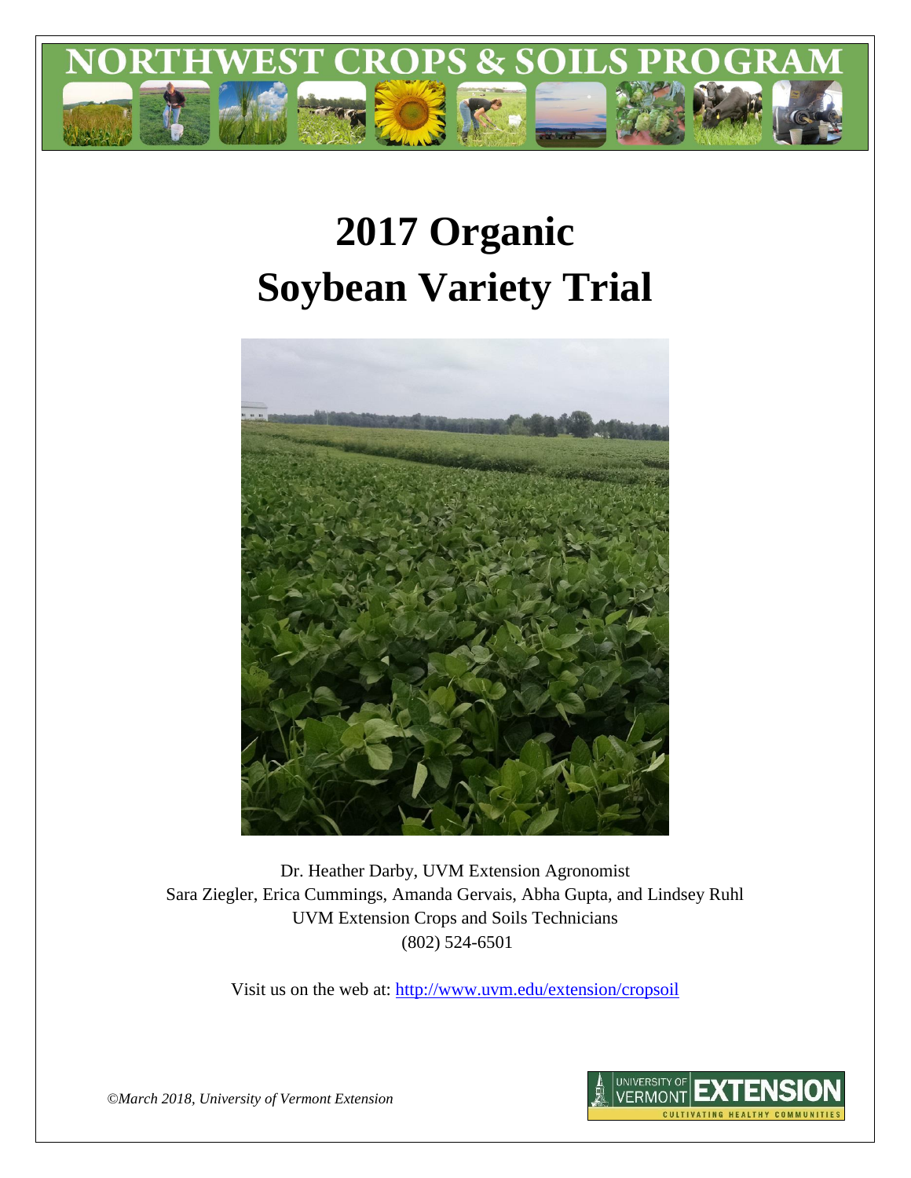# NORTHWEST CROPS & SOILS PROGRAM

# 2017 Organic Soybean Variety Trial

Dr. Heather Darby, UVM Extension Agronomist
Sara Ziegler, Erica Cummings, Amanda Gervais, Abha Gupta, and Lindsey Ruhl
UVM Extension Crops and Soils Technicians
(802) 524-6501

Visit us on the web at: http://www.uvm.edu/extension/cropsoil

*©March 2018, University of Vermont Extension*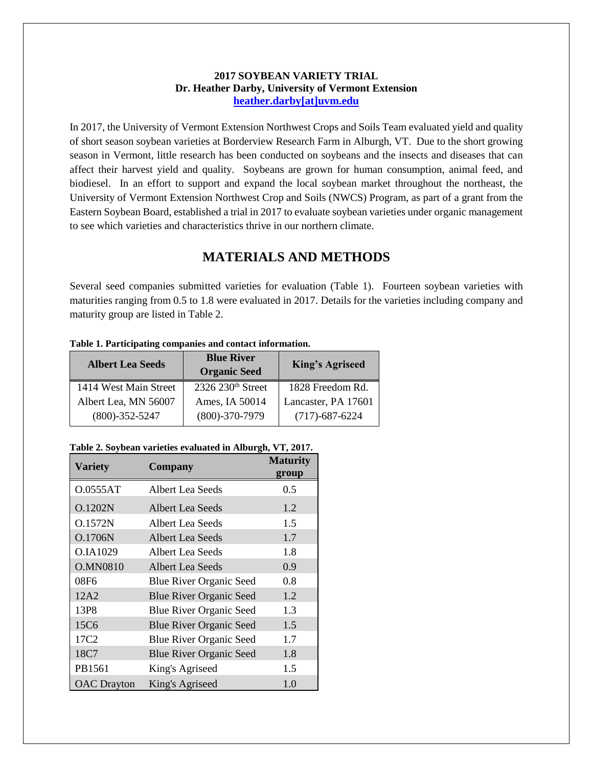**2017 SOYBEAN VARIETY TRIAL**
**Dr. Heather Darby, University of Vermont Extension**
**heather.darby[at]uvm.edu**

In 2017, the University of Vermont Extension Northwest Crops and Soils Team evaluated yield and quality of short season soybean varieties at Borderview Research Farm in Alburgh, VT. Due to the short growing season in Vermont, little research has been conducted on soybeans and the insects and diseases that can affect their harvest yield and quality. Soybeans are grown for human consumption, animal feed, and biodiesel. In an effort to support and expand the local soybean market throughout the northeast, the University of Vermont Extension Northwest Crop and Soils (NWCS) Program, as part of a grant from the Eastern Soybean Board, established a trial in 2017 to evaluate soybean varieties under organic management to see which varieties and characteristics thrive in our northern climate.

# MATERIALS AND METHODS

Several seed companies submitted varieties for evaluation (Table 1). Fourteen soybean varieties with maturities ranging from 0.5 to 1.8 were evaluated in 2017. Details for the varieties including company and maturity group are listed in Table 2.

**Table 1. Participating companies and contact information.**

| Albert Lea Seeds | Blue River Organic Seed | King's Agriseed |
|---|---|---|
| 1414 West Main Street | 2326 230th Street | 1828 Freedom Rd. |
| Albert Lea, MN 56007 | Ames, IA 50014 | Lancaster, PA 17601 |
| (800)-352-5247 | (800)-370-7979 | (717)-687-6224 |

**Table 2. Soybean varieties evaluated in Alburgh, VT, 2017.**

| Variety | Company | Maturity group |
|---|---|---|
| O.0555AT | Albert Lea Seeds | 0.5 |
| O.1202N | Albert Lea Seeds | 1.2 |
| O.1572N | Albert Lea Seeds | 1.5 |
| O.1706N | Albert Lea Seeds | 1.7 |
| O.IA1029 | Albert Lea Seeds | 1.8 |
| O.MN0810 | Albert Lea Seeds | 0.9 |
| 08F6 | Blue River Organic Seed | 0.8 |
| 12A2 | Blue River Organic Seed | 1.2 |
| 13P8 | Blue River Organic Seed | 1.3 |
| 15C6 | Blue River Organic Seed | 1.5 |
| 17C2 | Blue River Organic Seed | 1.7 |
| 18C7 | Blue River Organic Seed | 1.8 |
| PB1561 | King's Agriseed | 1.5 |
| OAC Drayton | King's Agriseed | 1.0 |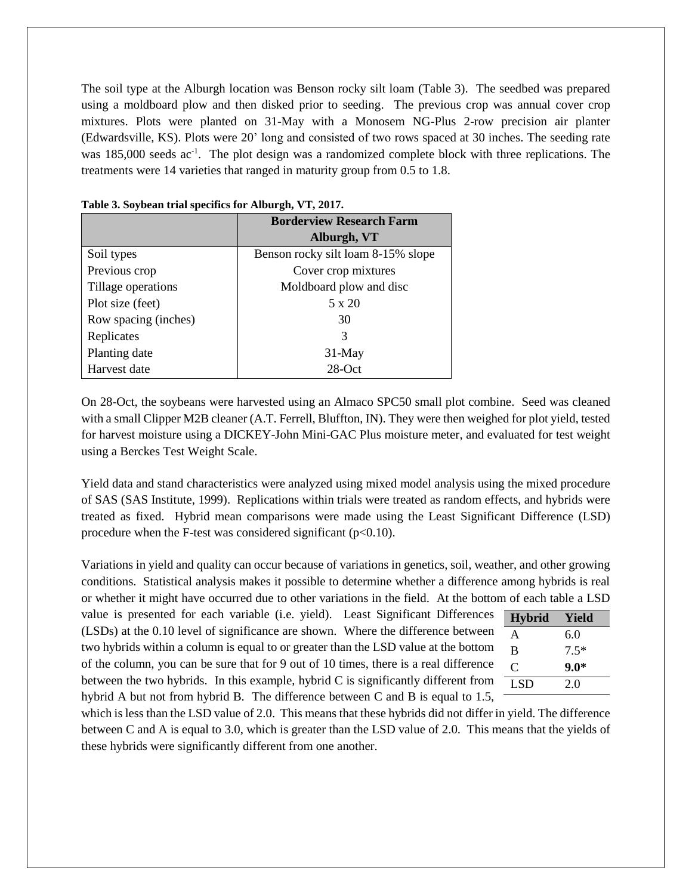The soil type at the Alburgh location was Benson rocky silt loam (Table 3). The seedbed was prepared using a moldboard plow and then disked prior to seeding. The previous crop was annual cover crop mixtures. Plots were planted on 31-May with a Monosem NG-Plus 2-row precision air planter (Edwardsville, KS). Plots were 20' long and consisted of two rows spaced at 30 inches. The seeding rate was 185,000 seeds $ac^{-1}$. The plot design was a randomized complete block with three replications. The treatments were 14 varieties that ranged in maturity group from 0.5 to 1.8.

**Table 3. Soybean trial specifics for Alburgh, VT, 2017.**

| | Borderview Research Farm Alburgh, VT |
|---|---|
| Soil types | Benson rocky silt loam 8-15% slope |
| Previous crop | Cover crop mixtures |
| Tillage operations | Moldboard plow and disc |
| Plot size (feet) | 5 x 20 |
| Row spacing (inches) | 30 |
| Replicates | 3 |
| Planting date | 31-May |
| Harvest date | 28-Oct |

On 28-Oct, the soybeans were harvested using an Almaco SPC50 small plot combine. Seed was cleaned with a small Clipper M2B cleaner (A.T. Ferrell, Bluffton, IN). They were then weighed for plot yield, tested for harvest moisture using a DICKEY-John Mini-GAC Plus moisture meter, and evaluated for test weight using a Berckes Test Weight Scale.

Yield data and stand characteristics were analyzed using mixed model analysis using the mixed procedure of SAS (SAS Institute, 1999). Replications within trials were treated as random effects, and hybrids were treated as fixed. Hybrid mean comparisons were made using the Least Significant Difference (LSD) procedure when the F-test was considered significant ($p<0.10$).

Variations in yield and quality can occur because of variations in genetics, soil, weather, and other growing conditions. Statistical analysis makes it possible to determine whether a difference among hybrids is real or whether it might have occurred due to other variations in the field. At the bottom of each table a LSD value is presented for each variable (i.e. yield). Least Significant Differences (LSDs) at the 0.10 level of significance are shown. Where the difference between two hybrids within a column is equal to or greater than the LSD value at the bottom of the column, you can be sure that for 9 out of 10 times, there is a real difference between the two hybrids. In this example, hybrid C is significantly different from hybrid A but not from hybrid B. The difference between C and B is equal to 1.5, which is less than the LSD value of 2.0. This means that these hybrids did not differ in yield. The difference between C and A is equal to 3.0, which is greater than the LSD value of 2.0. This means that the yields of these hybrids were significantly different from one another.

| Hybrid | Yield |
|---|---|
| A | 6.0 |
| B | 7.5* |
| C | **9.0*** |
| LSD | 2.0 |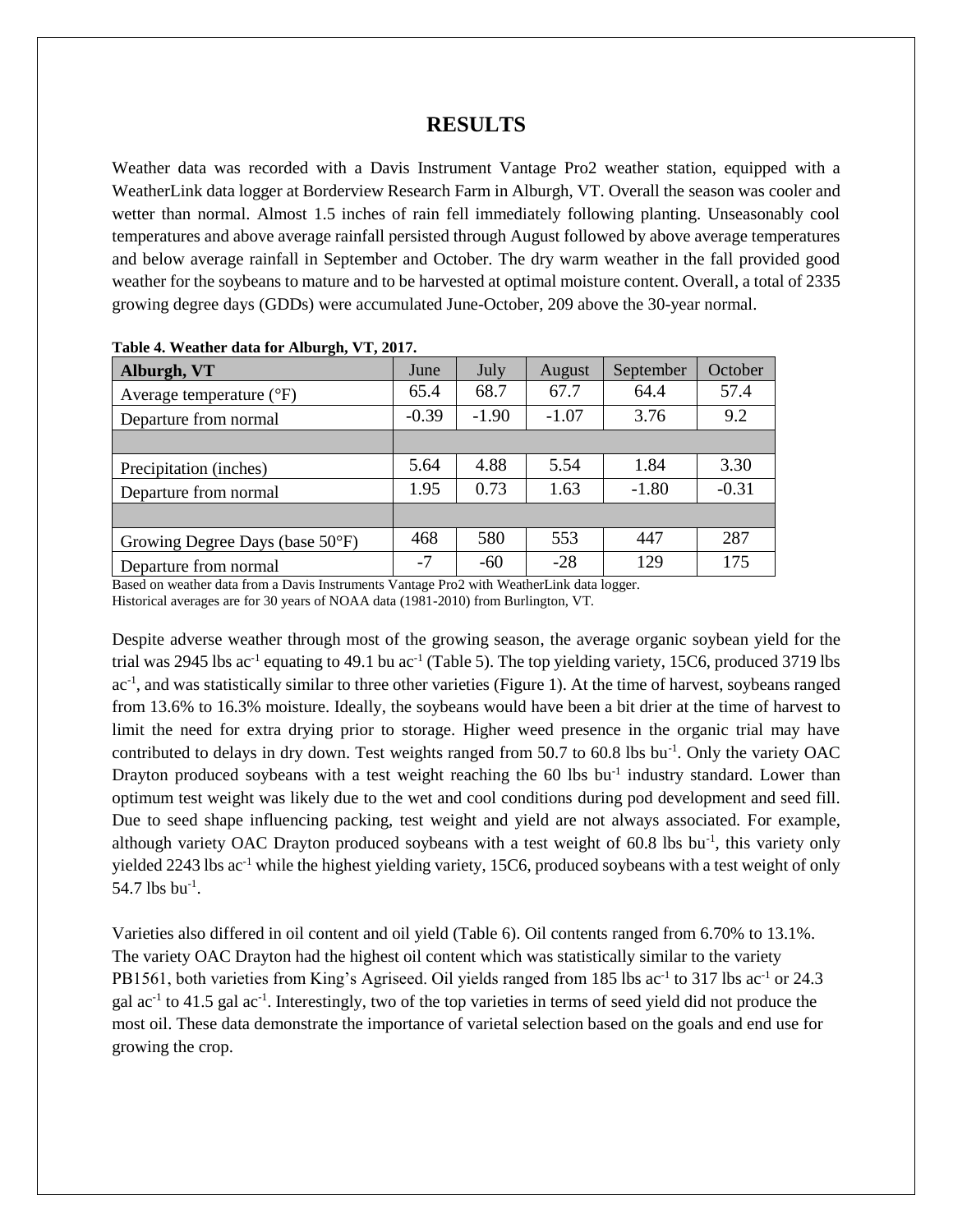# RESULTS

Weather data was recorded with a Davis Instrument Vantage Pro2 weather station, equipped with a WeatherLink data logger at Borderview Research Farm in Alburgh, VT. Overall the season was cooler and wetter than normal. Almost 1.5 inches of rain fell immediately following planting. Unseasonably cool temperatures and above average rainfall persisted through August followed by above average temperatures and below average rainfall in September and October. The dry warm weather in the fall provided good weather for the soybeans to mature and to be harvested at optimal moisture content. Overall, a total of 2335 growing degree days (GDDs) were accumulated June-October, 209 above the 30-year normal.

**Table 4. Weather data for Alburgh, VT, 2017.**

| Alburgh, VT | June | July | August | September | October |
|---|---|---|---|---|---|
| Average temperature (°F) | 65.4 | 68.7 | 67.7 | 64.4 | 57.4 |
| Departure from normal | -0.39 | -1.90 | -1.07 | 3.76 | 9.2 |
| | | | | | |
| Precipitation (inches) | 5.64 | 4.88 | 5.54 | 1.84 | 3.30 |
| Departure from normal | 1.95 | 0.73 | 1.63 | -1.80 | -0.31 |
| | | | | | |
| Growing Degree Days (base 50°F) | 468 | 580 | 553 | 447 | 287 |
| Departure from normal | -7 | -60 | -28 | 129 | 175 |

Based on weather data from a Davis Instruments Vantage Pro2 with WeatherLink data logger.
Historical averages are for 30 years of NOAA data (1981-2010) from Burlington, VT.

Despite adverse weather through most of the growing season, the average organic soybean yield for the trial was 2945 lbs ac$^{-1}$ equating to 49.1 bu ac$^{-1}$ (Table 5). The top yielding variety, 15C6, produced 3719 lbs ac$^{-1}$, and was statistically similar to three other varieties (Figure 1). At the time of harvest, soybeans ranged from 13.6% to 16.3% moisture. Ideally, the soybeans would have been a bit drier at the time of harvest to limit the need for extra drying prior to storage. Higher weed presence in the organic trial may have contributed to delays in dry down. Test weights ranged from 50.7 to 60.8 lbs bu$^{-1}$. Only the variety OAC Drayton produced soybeans with a test weight reaching the 60 lbs bu$^{-1}$ industry standard. Lower than optimum test weight was likely due to the wet and cool conditions during pod development and seed fill. Due to seed shape influencing packing, test weight and yield are not always associated. For example, although variety OAC Drayton produced soybeans with a test weight of 60.8 lbs bu$^{-1}$, this variety only yielded 2243 lbs ac$^{-1}$ while the highest yielding variety, 15C6, produced soybeans with a test weight of only 54.7 lbs bu$^{-1}$.

Varieties also differed in oil content and oil yield (Table 6). Oil contents ranged from 6.70% to 13.1%. The variety OAC Drayton had the highest oil content which was statistically similar to the variety PB1561, both varieties from King's Agriseed. Oil yields ranged from 185 lbs ac$^{-1}$ to 317 lbs ac$^{-1}$ or 24.3 gal ac$^{-1}$ to 41.5 gal ac$^{-1}$. Interestingly, two of the top varieties in terms of seed yield did not produce the most oil. These data demonstrate the importance of varietal selection based on the goals and end use for growing the crop.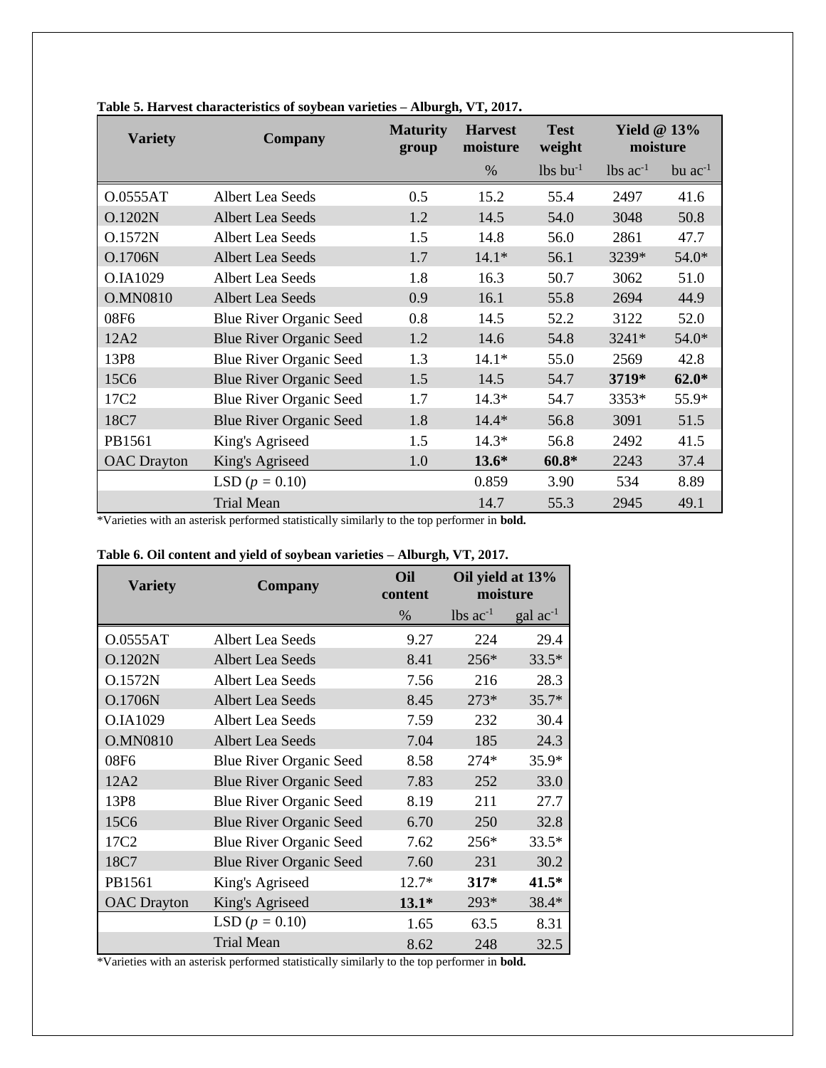**Table 5. Harvest characteristics of soybean varieties – Alburgh, VT, 2017.**

| Variety | Company | Maturity group | Harvest moisture | Test weight | Yield @ 13% moisture | |
|---|---|---|---|---|---|---|
| | | | % | lbs bu$^{-1}$ | lbs ac$^{-1}$ | bu ac$^{-1}$ |
| O.0555AT | Albert Lea Seeds | 0.5 | 15.2 | 55.4 | 2497 | 41.6 |
| O.1202N | Albert Lea Seeds | 1.2 | 14.5 | 54.0 | 3048 | 50.8 |
| O.1572N | Albert Lea Seeds | 1.5 | 14.8 | 56.0 | 2861 | 47.7 |
| O.1706N | Albert Lea Seeds | 1.7 | 14.1* | 56.1 | 3239* | 54.0* |
| O.IA1029 | Albert Lea Seeds | 1.8 | 16.3 | 50.7 | 3062 | 51.0 |
| O.MN0810 | Albert Lea Seeds | 0.9 | 16.1 | 55.8 | 2694 | 44.9 |
| 08F6 | Blue River Organic Seed | 0.8 | 14.5 | 52.2 | 3122 | 52.0 |
| 12A2 | Blue River Organic Seed | 1.2 | 14.6 | 54.8 | 3241* | 54.0* |
| 13P8 | Blue River Organic Seed | 1.3 | 14.1* | 55.0 | 2569 | 42.8 |
| 15C6 | Blue River Organic Seed | 1.5 | 14.5 | 54.7 | **3719*** | **62.0*** |
| 17C2 | Blue River Organic Seed | 1.7 | 14.3* | 54.7 | 3353* | 55.9* |
| 18C7 | Blue River Organic Seed | 1.8 | 14.4* | 56.8 | 3091 | 51.5 |
| PB1561 | King's Agriseed | 1.5 | 14.3* | 56.8 | 2492 | 41.5 |
| OAC Drayton | King's Agriseed | 1.0 | **13.6*** | **60.8*** | 2243 | 37.4 |
| | LSD ($p$ = 0.10) | | 0.859 | 3.90 | 534 | 8.89 |
| | Trial Mean | | 14.7 | 55.3 | 2945 | 49.1 |

*Varieties with an asterisk performed statistically similarly to the top performer in **bold.**

**Table 6. Oil content and yield of soybean varieties – Alburgh, VT, 2017.**

| Variety | Company | Oil content | Oil yield at 13% moisture | |
|---|---|---|---|---|
| | | % | lbs ac$^{-1}$ | gal ac$^{-1}$ |
| O.0555AT | Albert Lea Seeds | 9.27 | 224 | 29.4 |
| O.1202N | Albert Lea Seeds | 8.41 | 256* | 33.5* |
| O.1572N | Albert Lea Seeds | 7.56 | 216 | 28.3 |
| O.1706N | Albert Lea Seeds | 8.45 | 273* | 35.7* |
| O.IA1029 | Albert Lea Seeds | 7.59 | 232 | 30.4 |
| O.MN0810 | Albert Lea Seeds | 7.04 | 185 | 24.3 |
| 08F6 | Blue River Organic Seed | 8.58 | 274* | 35.9* |
| 12A2 | Blue River Organic Seed | 7.83 | 252 | 33.0 |
| 13P8 | Blue River Organic Seed | 8.19 | 211 | 27.7 |
| 15C6 | Blue River Organic Seed | 6.70 | 250 | 32.8 |
| 17C2 | Blue River Organic Seed | 7.62 | 256* | 33.5* |
| 18C7 | Blue River Organic Seed | 7.60 | 231 | 30.2 |
| PB1561 | King's Agriseed | 12.7* | **317*** | **41.5*** |
| OAC Drayton | King's Agriseed | **13.1*** | 293* | 38.4* |
| | LSD ($p$ = 0.10) | 1.65 | 63.5 | 8.31 |
| | Trial Mean | 8.62 | 248 | 32.5 |

*Varieties with an asterisk performed statistically similarly to the top performer in **bold.**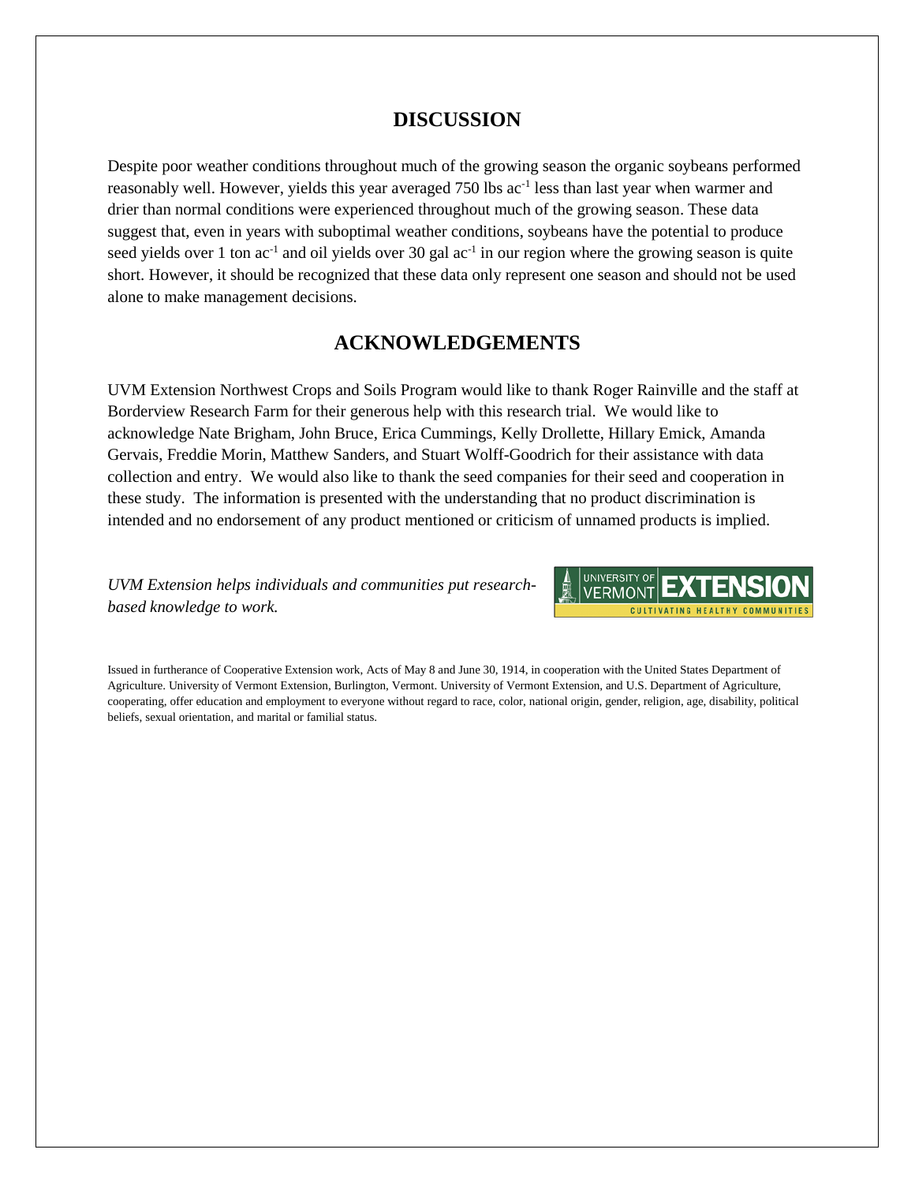## DISCUSSION

Despite poor weather conditions throughout much of the growing season the organic soybeans performed reasonably well. However, yields this year averaged 750 lbs $ac^{-1}$ less than last year when warmer and drier than normal conditions were experienced throughout much of the growing season. These data suggest that, even in years with suboptimal weather conditions, soybeans have the potential to produce seed yields over 1 ton $ac^{-1}$ and oil yields over 30 gal $ac^{-1}$ in our region where the growing season is quite short. However, it should be recognized that these data only represent one season and should not be used alone to make management decisions.

## ACKNOWLEDGEMENTS

UVM Extension Northwest Crops and Soils Program would like to thank Roger Rainville and the staff at Borderview Research Farm for their generous help with this research trial. We would like to acknowledge Nate Brigham, John Bruce, Erica Cummings, Kelly Drollette, Hillary Emick, Amanda Gervais, Freddie Morin, Matthew Sanders, and Stuart Wolff-Goodrich for their assistance with data collection and entry. We would also like to thank the seed companies for their seed and cooperation in these study. The information is presented with the understanding that no product discrimination is intended and no endorsement of any product mentioned or criticism of unnamed products is implied.

*UVM Extension helps individuals and communities put research-based knowledge to work.*

UNIVERSITY OF VERMONT EXTENSION
CULTIVATING HEALTHY COMMUNITIES

Issued in furtherance of Cooperative Extension work, Acts of May 8 and June 30, 1914, in cooperation with the United States Department of Agriculture. University of Vermont Extension, Burlington, Vermont. University of Vermont Extension, and U.S. Department of Agriculture, cooperating, offer education and employment to everyone without regard to race, color, national origin, gender, religion, age, disability, political beliefs, sexual orientation, and marital or familial status.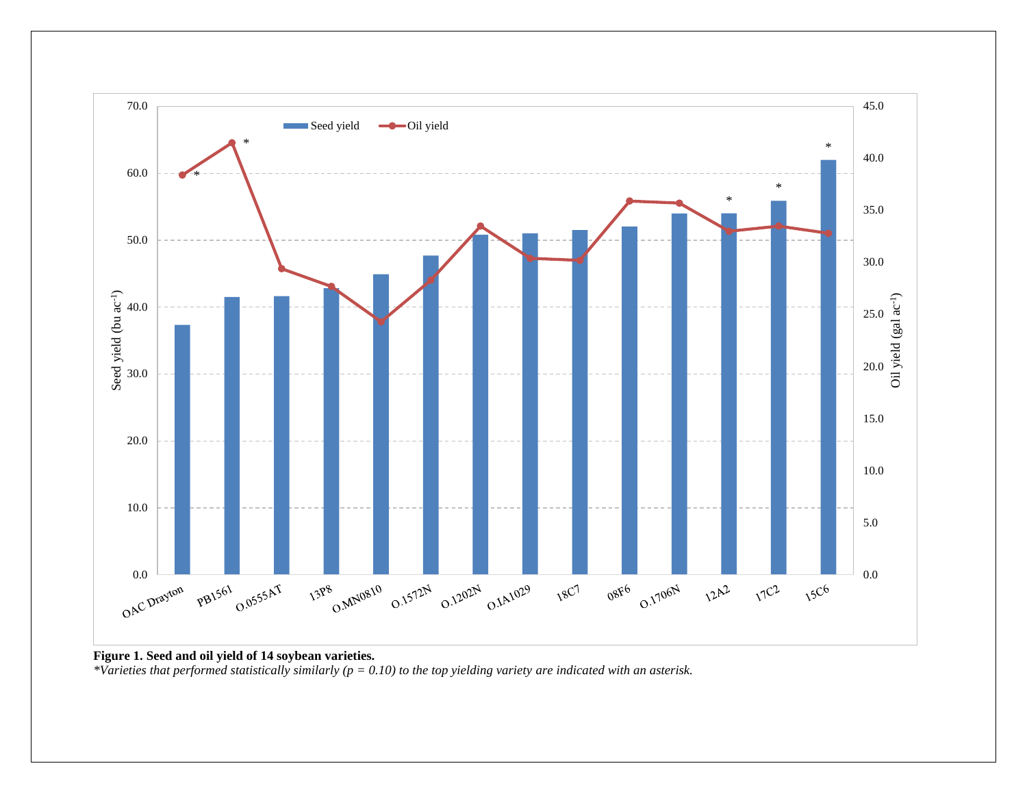**Figure 1. Seed and oil yield of 14 soybean varieties.**

*\*Varieties that performed statistically similarly ($p = 0.10$) to the top yielding variety are indicated with an asterisk.*